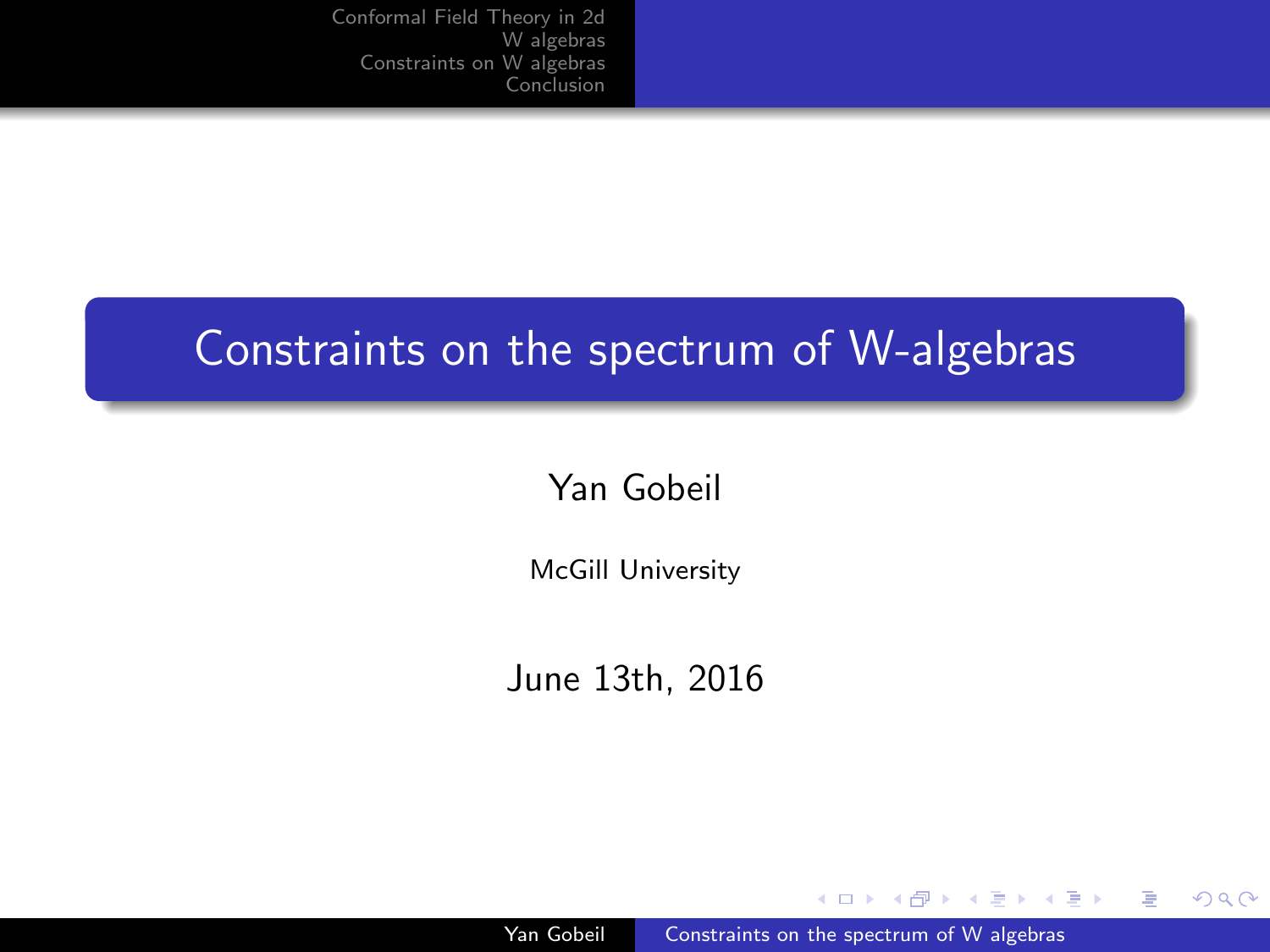# Constraints on the spectrum of W-algebras

Yan Gobeil

McGill University

June 13th, 2016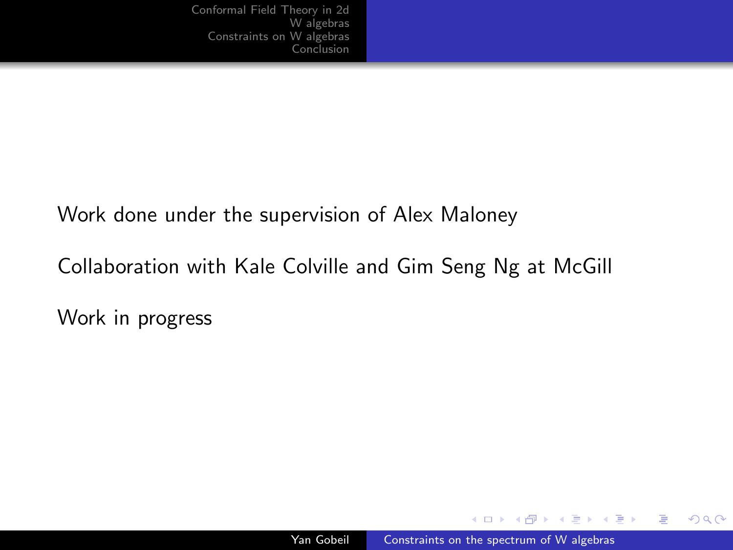Work done under the supervision of Alex Maloney

Collaboration with Kale Colville and Gim Seng Ng at McGill

Work in progress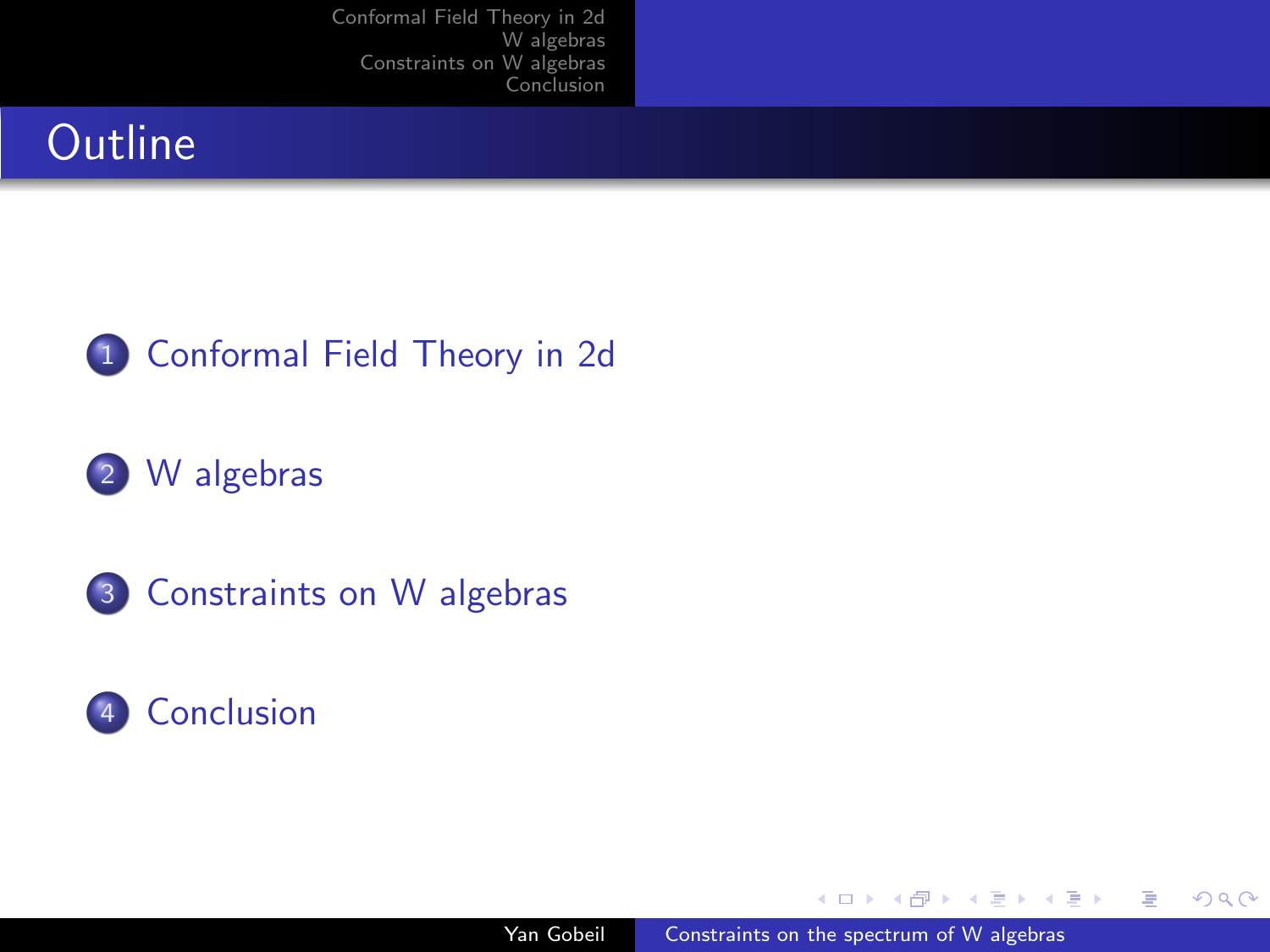# Outline

1. Conformal Field Theory in 2d
2. W algebras
3. Constraints on W algebras
4. Conclusion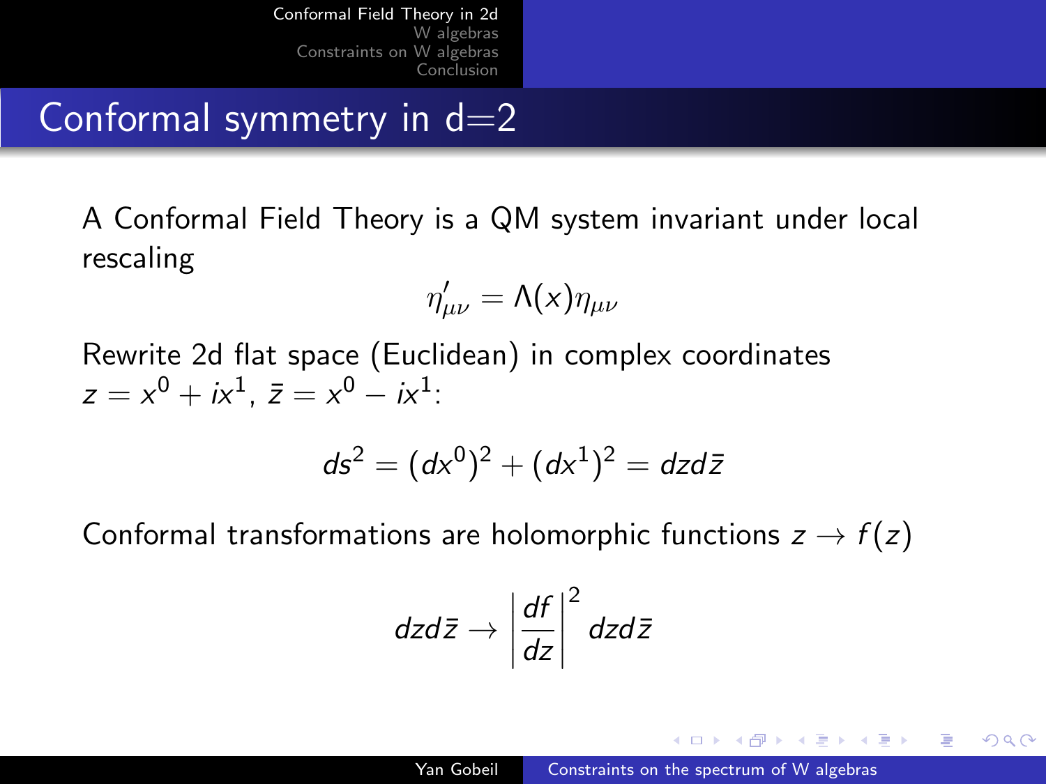# Conformal symmetry in d=2

A Conformal Field Theory is a QM system invariant under local rescaling

$$\eta'_{\mu\nu} = \Lambda(x)\eta_{\mu\nu}$$

Rewrite 2d flat space (Euclidean) in complex coordinates $z = x^0 + ix^1$, $\bar{z} = x^0 - ix^1$:

$$ds^2 = (dx^0)^2 + (dx^1)^2 = dz d\bar{z}$$

Conformal transformations are holomorphic functions $z \to f(z)$

$$dz d\bar{z} \to \left|\frac{df}{dz}\right|^2 dz d\bar{z}$$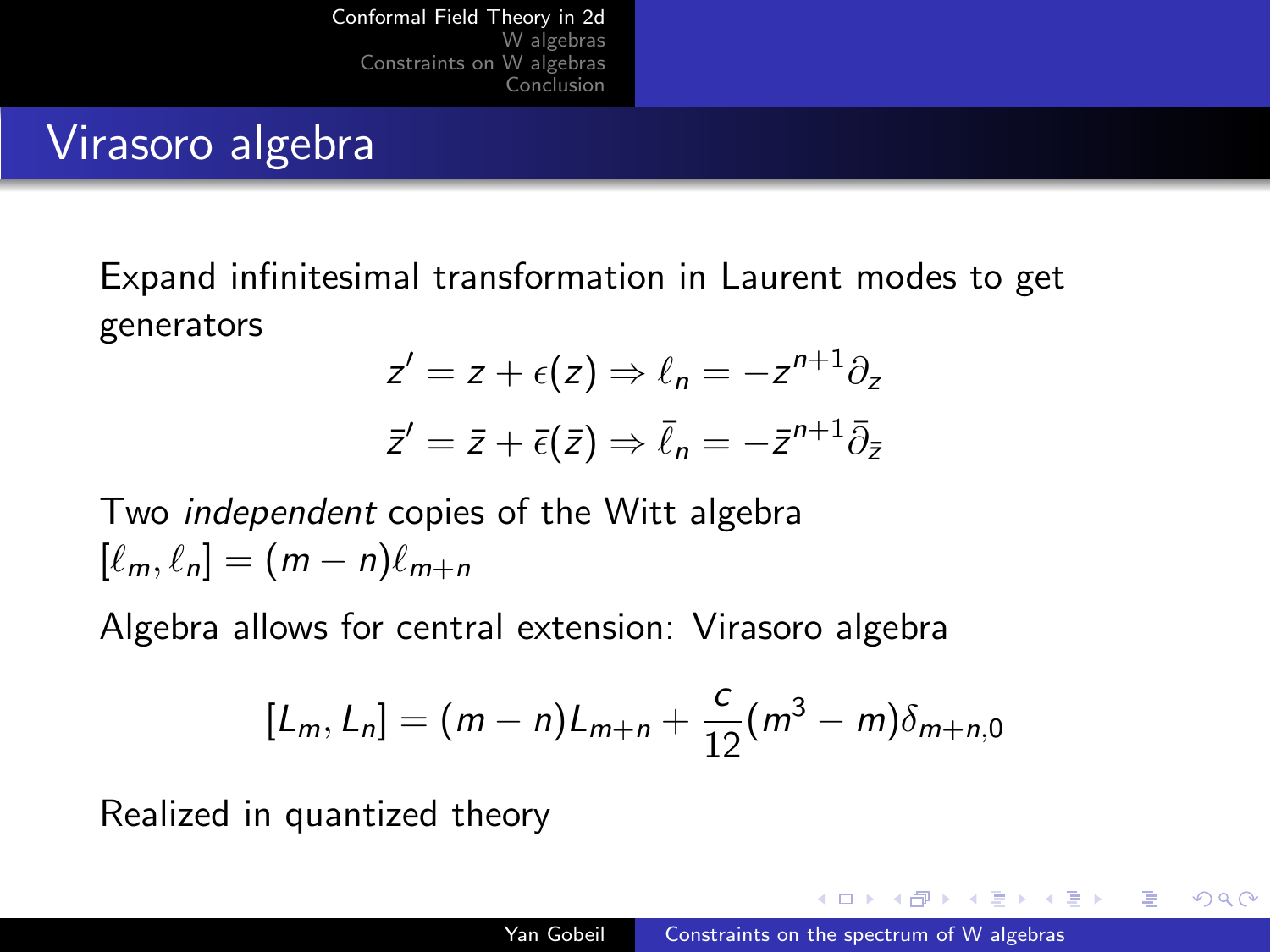## Virasoro algebra

Expand infinitesimal transformation in Laurent modes to get generators

$$z' = z + \epsilon(z) \Rightarrow \ell_n = -z^{n+1}\partial_z$$

$$\bar{z}' = \bar{z} + \bar{\epsilon}(\bar{z}) \Rightarrow \bar{\ell}_n = -\bar{z}^{n+1}\bar{\partial}_{\bar{z}}$$

Two *independent* copies of the Witt algebra $[\ell_m, \ell_n] = (m-n)\ell_{m+n}$

Algebra allows for central extension: Virasoro algebra

$$[L_m, L_n] = (m-n)L_{m+n} + \frac{c}{12}(m^3 - m)\delta_{m+n,0}$$

Realized in quantized theory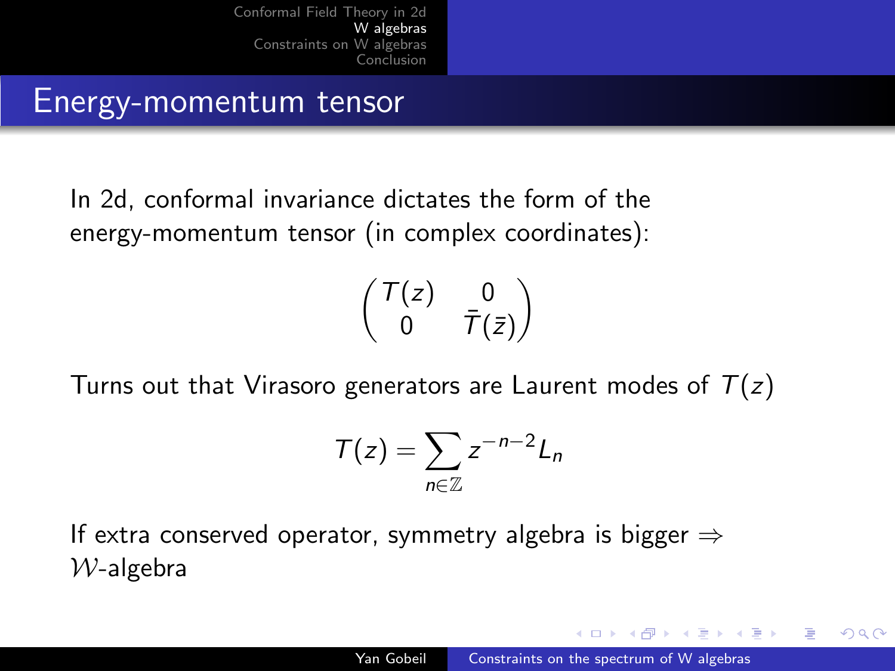# Energy-momentum tensor

In 2d, conformal invariance dictates the form of the energy-momentum tensor (in complex coordinates):

$$\begin{pmatrix} T(z) & 0 \\ 0 & \bar{T}(\bar{z}) \end{pmatrix}$$

Turns out that Virasoro generators are Laurent modes of $T(z)$

$$T(z) = \sum_{n \in \mathbb{Z}} z^{-n-2} L_n$$

If extra conserved operator, symmetry algebra is bigger $\Rightarrow$ $\mathcal{W}$-algebra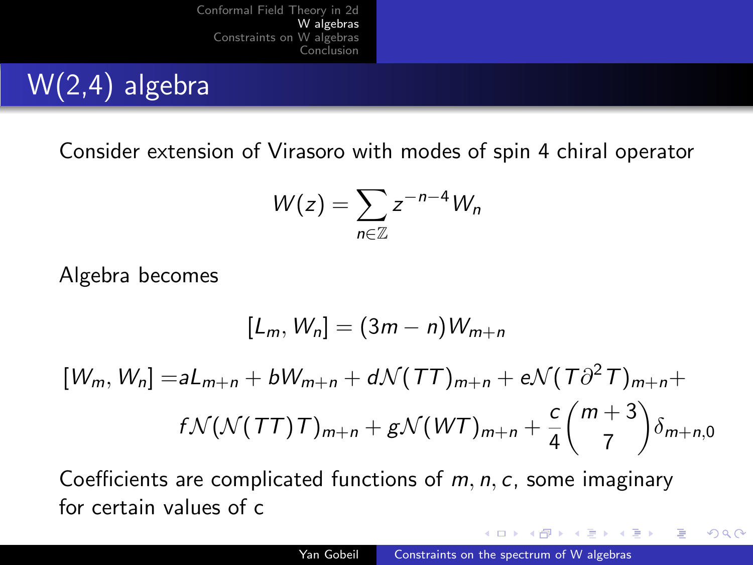# W(2,4) algebra

Consider extension of Virasoro with modes of spin 4 chiral operator

$$W(z) = \sum_{n \in \mathbb{Z}} z^{-n-4} W_n$$

Algebra becomes

$$[L_m, W_n] = (3m - n) W_{m+n}$$

$$[W_m, W_n] = a L_{m+n} + b W_{m+n} + d \mathcal{N}(TT)_{m+n} + e \mathcal{N}(T \partial^2 T)_{m+n} + f \mathcal{N}(\mathcal{N}(TT)T)_{m+n} + g \mathcal{N}(WT)_{m+n} + \frac{c}{4} \binom{m+3}{7} \delta_{m+n,0}$$

Coefficients are complicated functions of $m, n, c$, some imaginary for certain values of c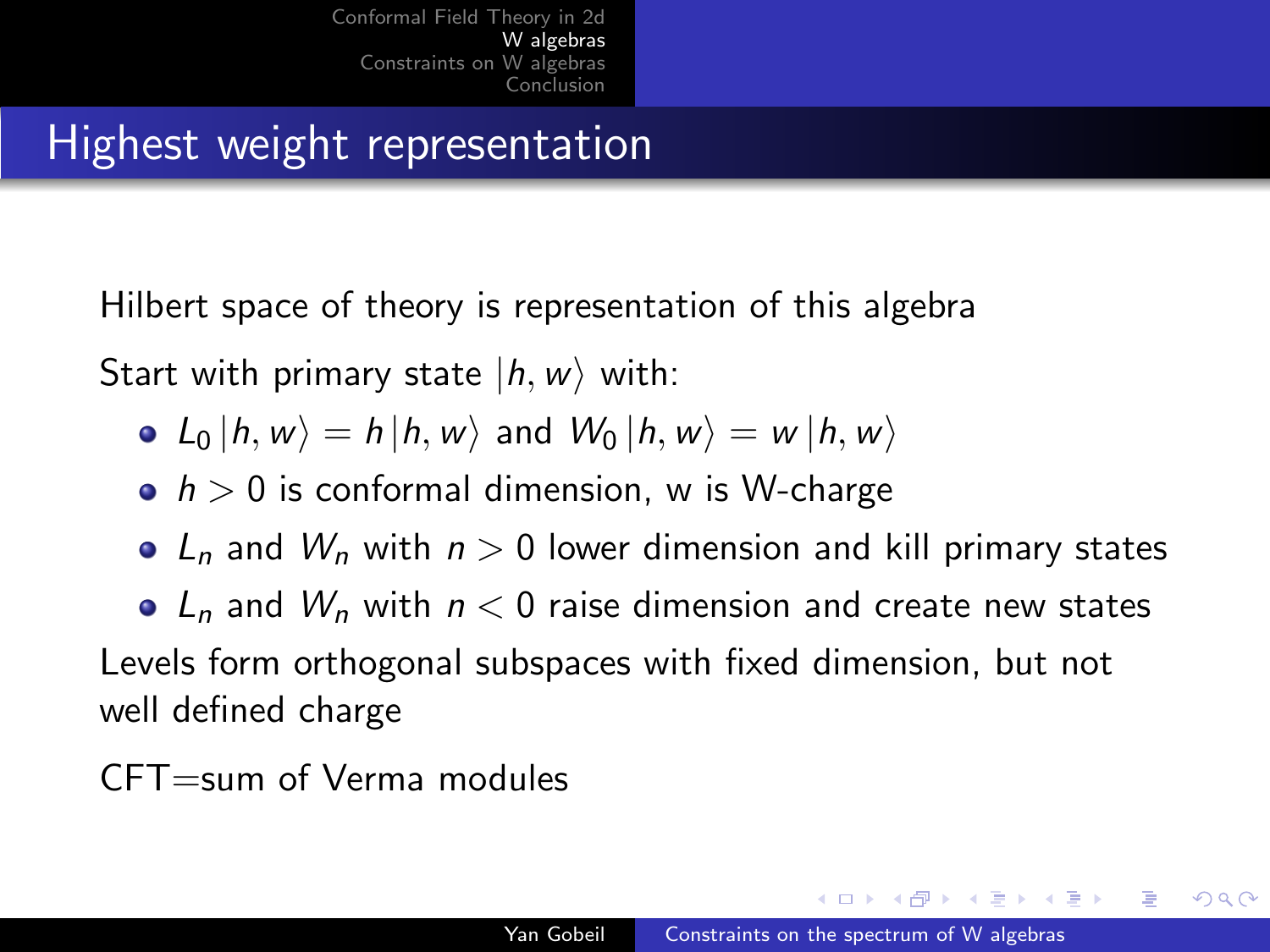# Highest weight representation

Hilbert space of theory is representation of this algebra

Start with primary state $|h, w\rangle$ with:

- $L_0 |h, w\rangle = h |h, w\rangle$ and $W_0 |h, w\rangle = w |h, w\rangle$
- $h > 0$ is conformal dimension, w is W-charge
- $L_n$ and $W_n$ with $n > 0$ lower dimension and kill primary states
- $L_n$ and $W_n$ with $n < 0$ raise dimension and create new states

Levels form orthogonal subspaces with fixed dimension, but not well defined charge

CFT=sum of Verma modules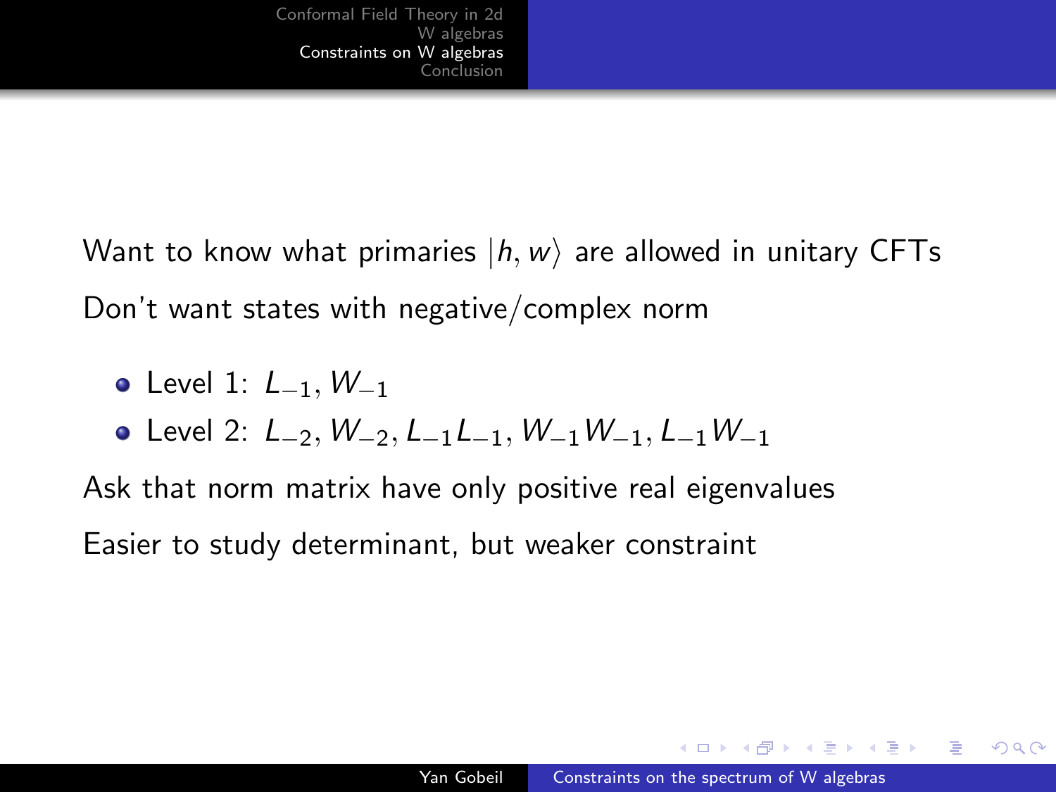Want to know what primaries $|h, w\rangle$ are allowed in unitary CFTs

Don't want states with negative/complex norm

- Level 1: $L_{-1}, W_{-1}$
- Level 2: $L_{-2}, W_{-2}, L_{-1}L_{-1}, W_{-1}W_{-1}, L_{-1}W_{-1}$

Ask that norm matrix have only positive real eigenvalues

Easier to study determinant, but weaker constraint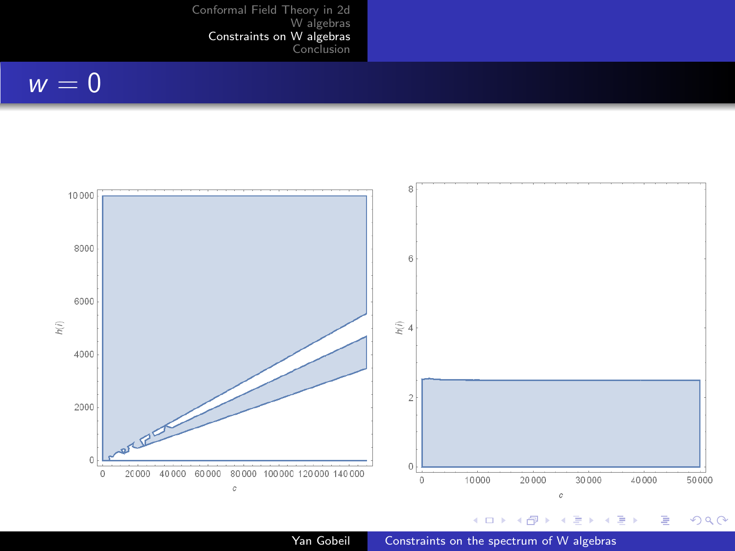# $w = 0$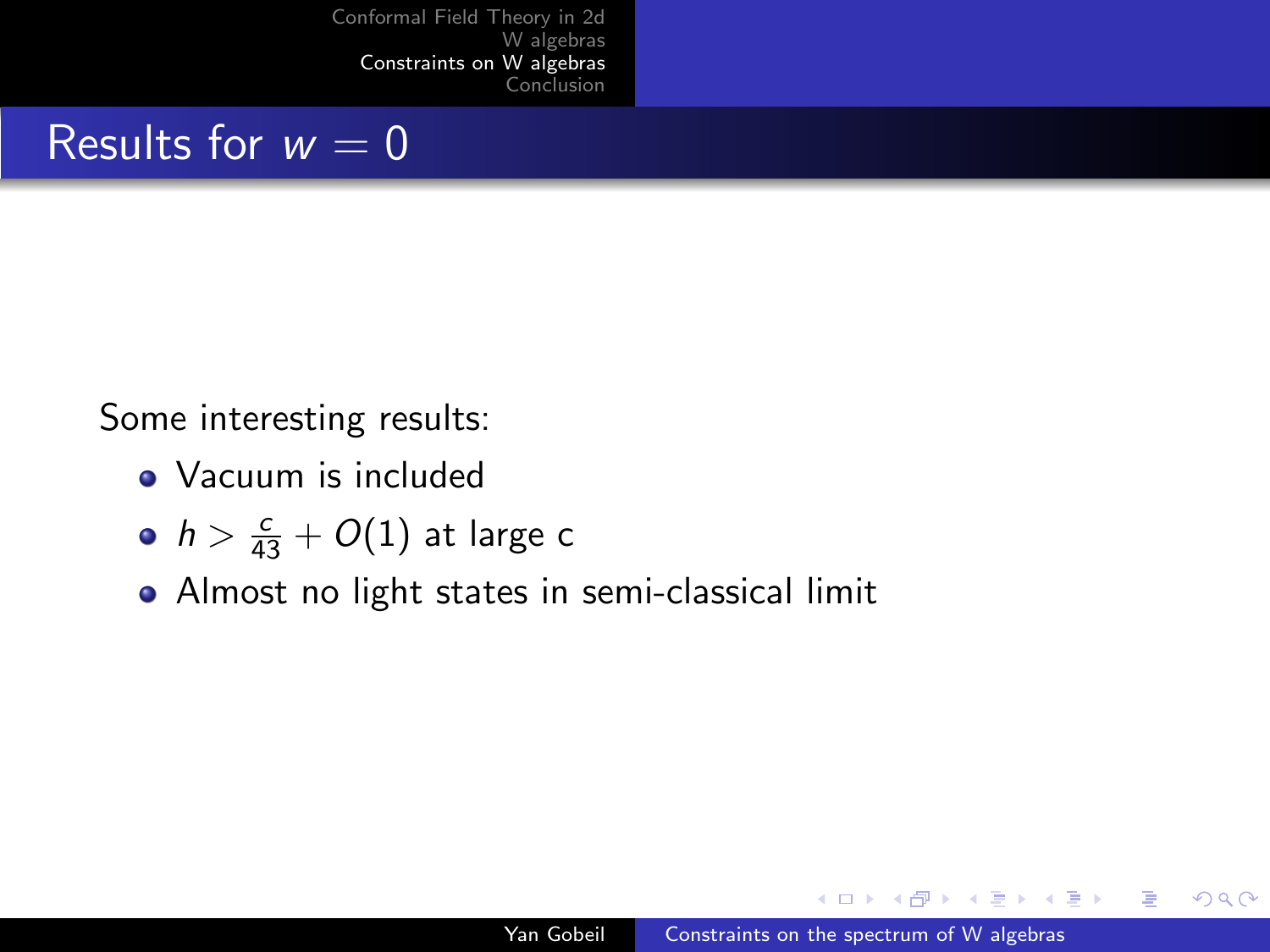# Results for $w = 0$

Some interesting results:

- Vacuum is included
- $h > \frac{c}{43} + O(1)$ at large c
- Almost no light states in semi-classical limit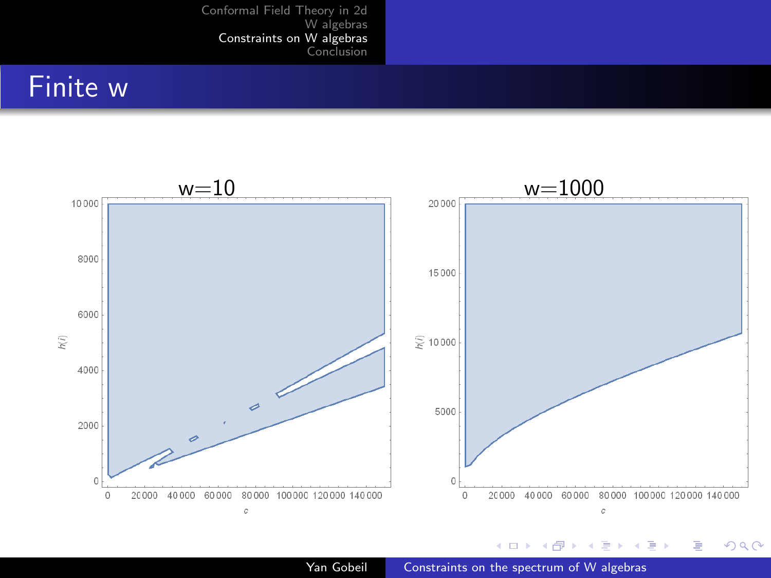# Finite w

w=10

w=1000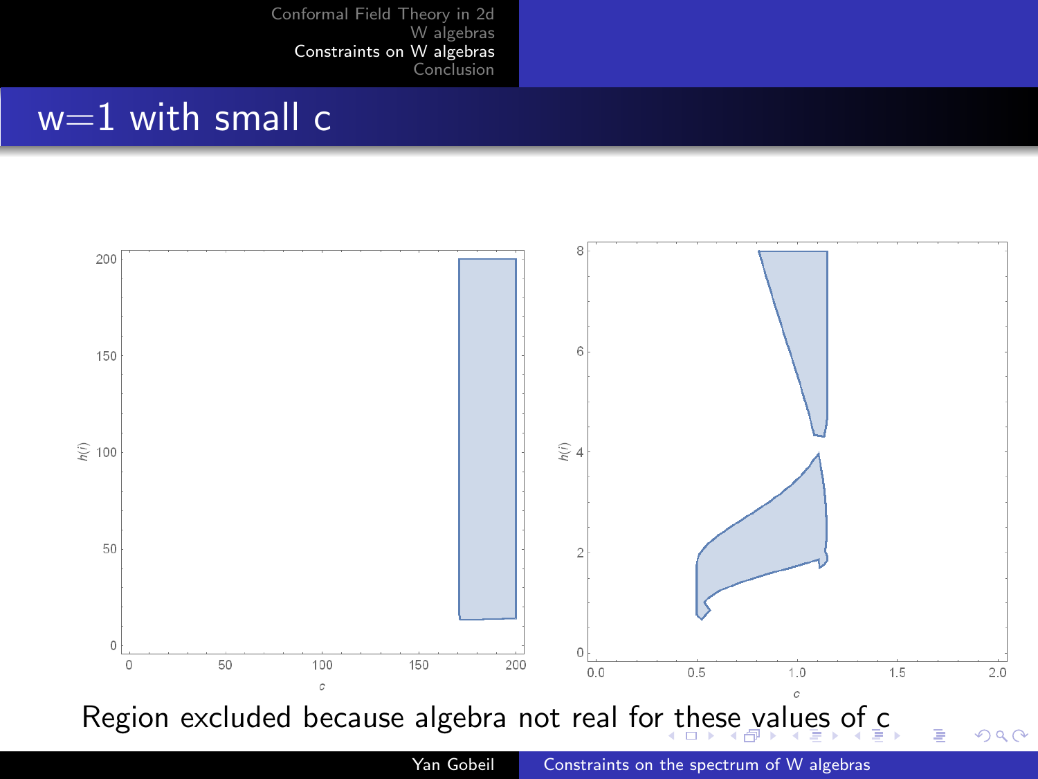# w=1 with small c

Region excluded because algebra not real for these values of c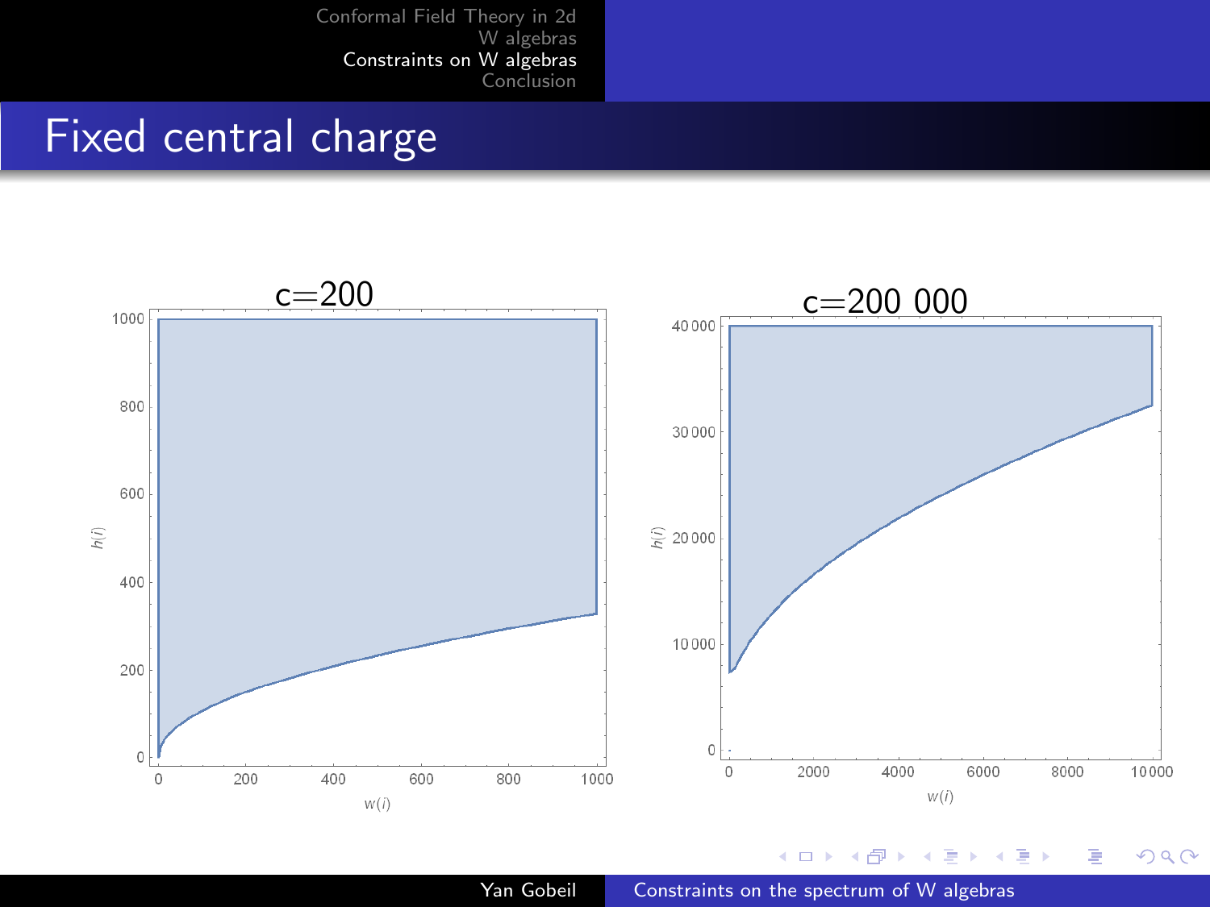# Fixed central charge

c=200

c=200 000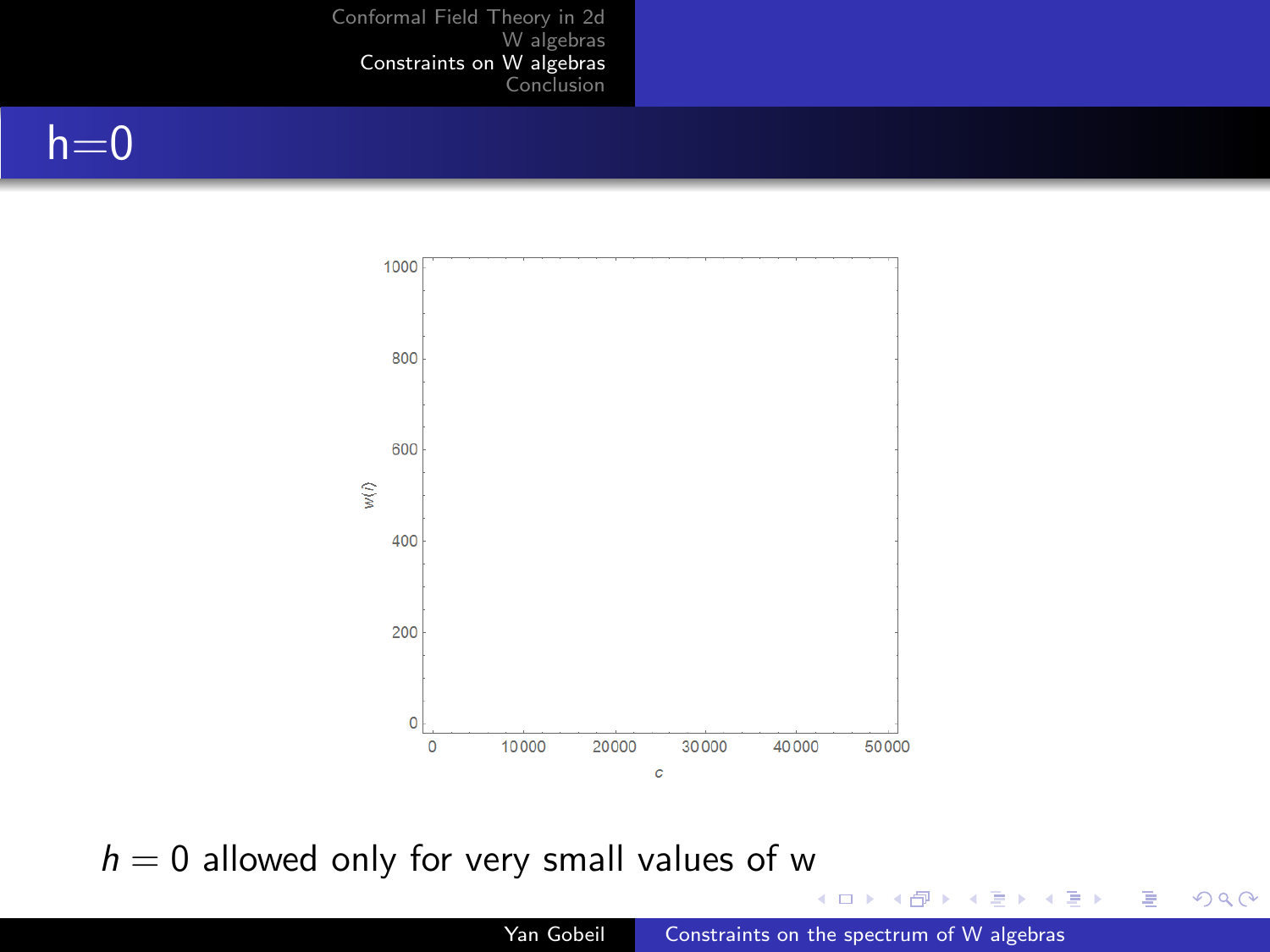# h=0

$h = 0$ allowed only for very small values of w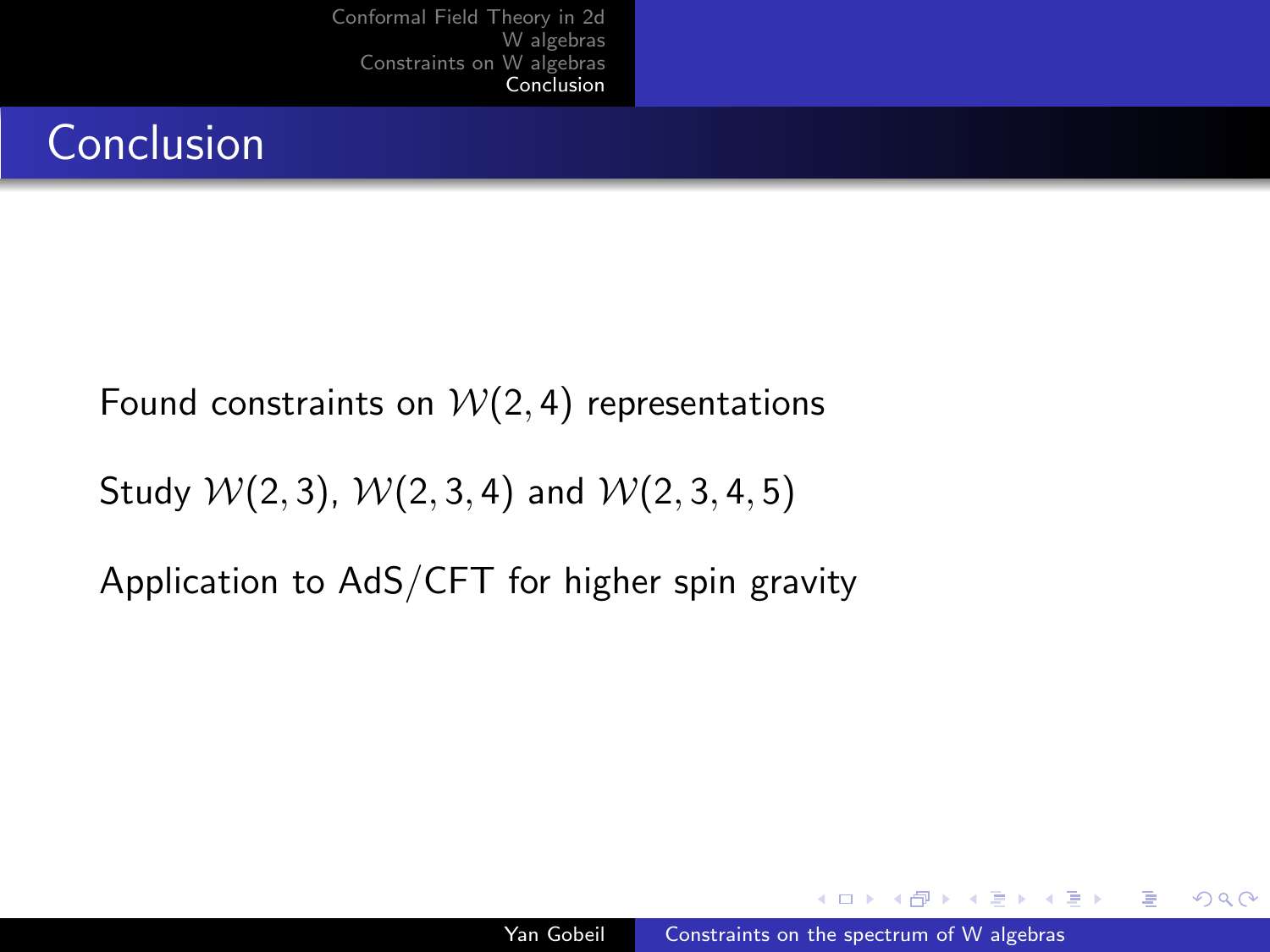# Conclusion

Found constraints on $\mathcal{W}(2,4)$ representations

Study $\mathcal{W}(2,3)$, $\mathcal{W}(2,3,4)$ and $\mathcal{W}(2,3,4,5)$

Application to AdS/CFT for higher spin gravity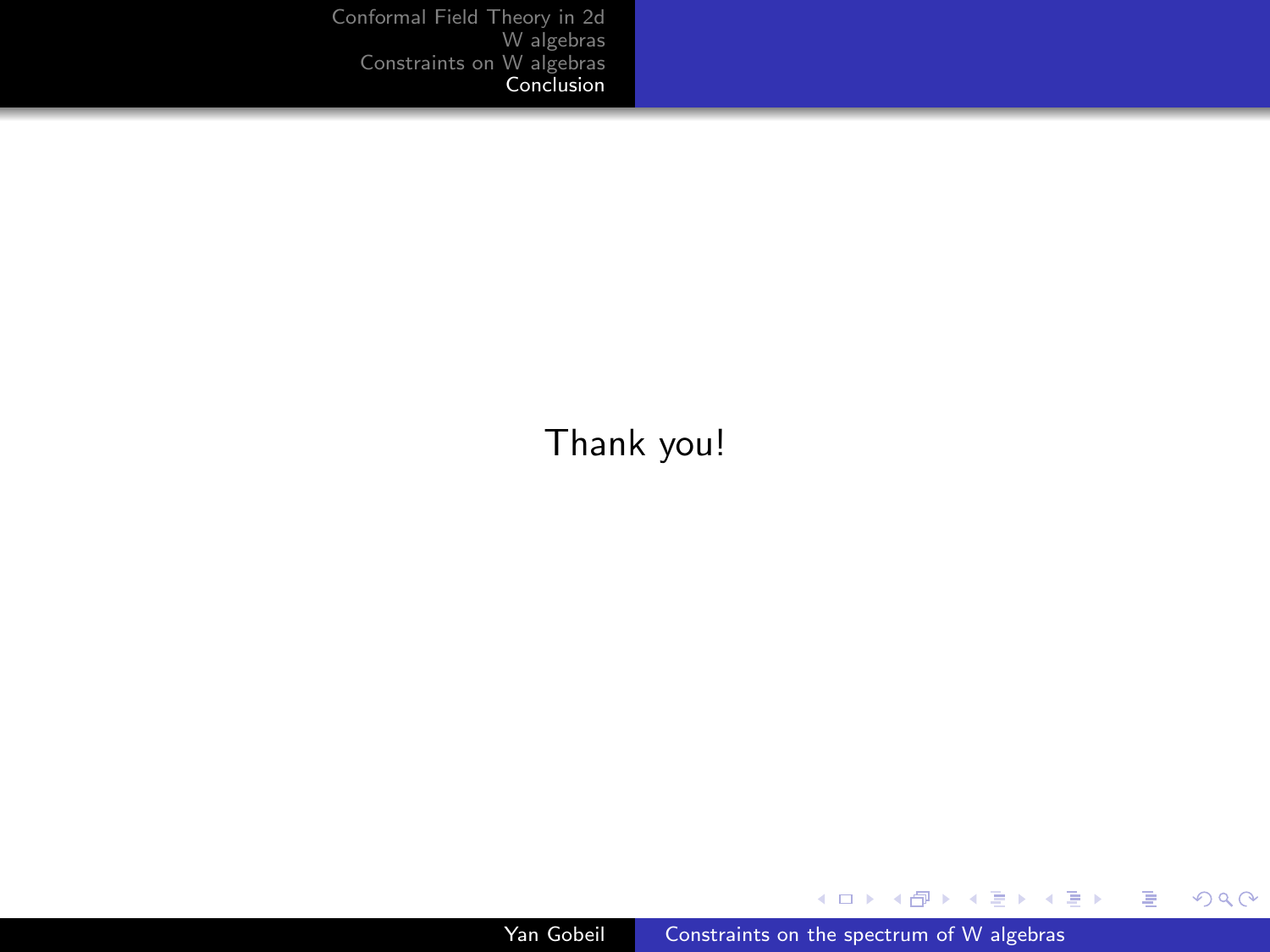Thank you!